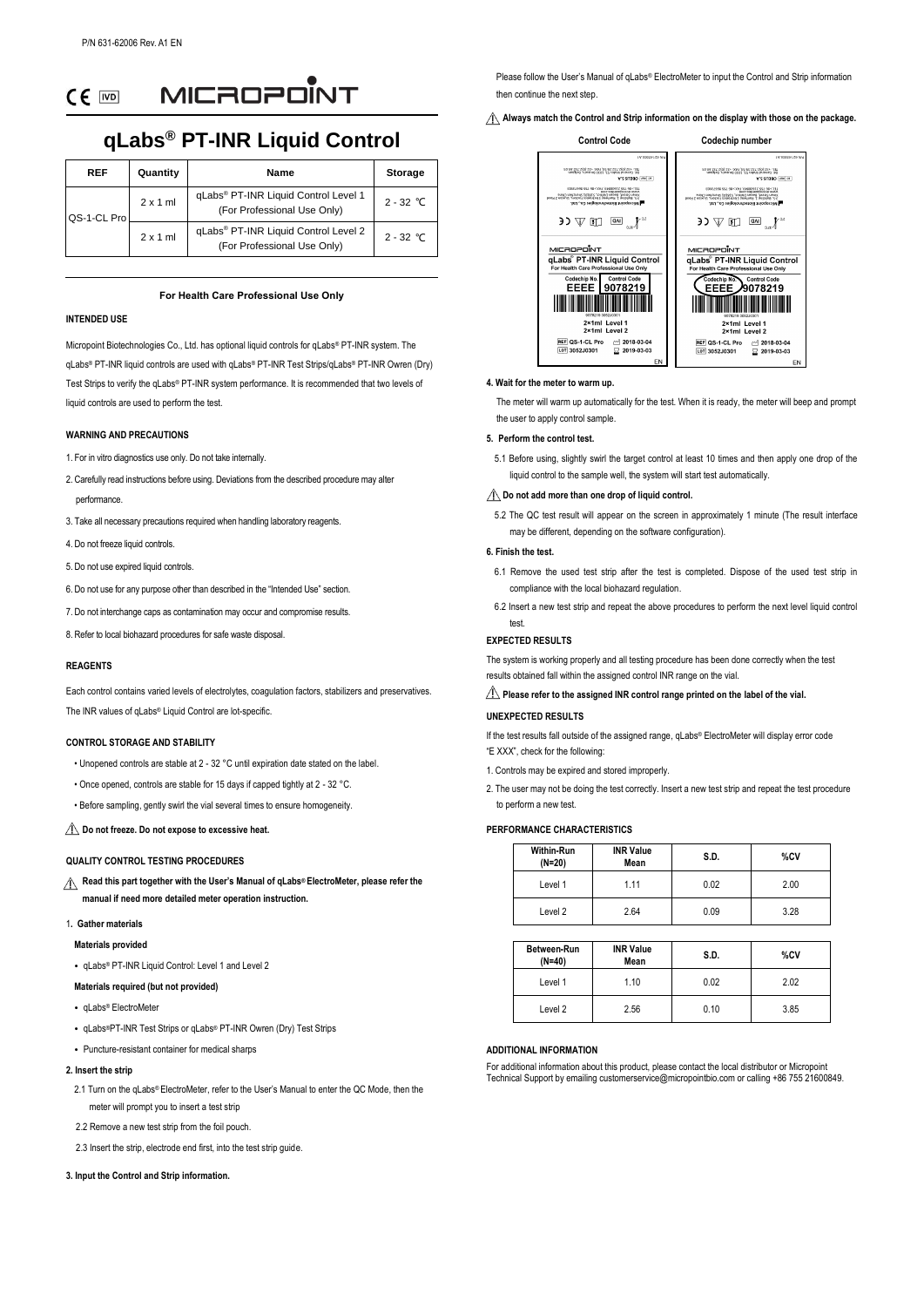P/N 631-62006 Rev. A1 EN

CE IVD MICROPOINT

# qLabs® PT-INR Liquid Control

| REF | Quantity | Name | Storage |
|---|---|---|---|
| QS-1-CL Pro | 2 x 1 ml | qLabs® PT-INR Liquid Control Level 1 (For Professional Use Only) | 2 - 32 ℃ |
| | 2 x 1 ml | qLabs® PT-INR Liquid Control Level 2 (For Professional Use Only) | 2 - 32 ℃ |

**For Health Care Professional Use Only**

### INTENDED USE

Micropoint Biotechnologies Co., Ltd. has optional liquid controls for qLabs® PT-INR system. The qLabs® PT-INR liquid controls are used with qLabs® PT-INR Test Strips/qLabs® PT-INR Owren (Dry) Test Strips to verify the qLabs® PT-INR system performance. It is recommended that two levels of liquid controls are used to perform the test.

### WARNING AND PRECAUTIONS

1. For in vitro diagnostics use only. Do not take internally.
2. Carefully read instructions before using. Deviations from the described procedure may alter performance.
3. Take all necessary precautions required when handling laboratory reagents.
4. Do not freeze liquid controls.
5. Do not use expired liquid controls.
6. Do not use for any purpose other than described in the "Intended Use" section.
7. Do not interchange caps as contamination may occur and compromise results.
8. Refer to local biohazard procedures for safe waste disposal.

### REAGENTS

Each control contains varied levels of electrolytes, coagulation factors, stabilizers and preservatives. The INR values of qLabs® Liquid Control are lot-specific.

### CONTROL STORAGE AND STABILITY

- Unopened controls are stable at 2 - 32 °C until expiration date stated on the label.
- Once opened, controls are stable for 15 days if capped tightly at 2 - 32 °C.
- Before sampling, gently swirl the vial several times to ensure homogeneity.

⚠ **Do not freeze. Do not expose to excessive heat.**

### QUALITY CONTROL TESTING PROCEDURES

⚠ **Read this part together with the User's Manual of qLabs® ElectroMeter, please refer the manual if need more detailed meter operation instruction.**

1. **Gather materials**

**Materials provided**

- qLabs® PT-INR Liquid Control: Level 1 and Level 2

**Materials required (but not provided)**

- qLabs® ElectroMeter
- qLabs®PT-INR Test Strips or qLabs® PT-INR Owren (Dry) Test Strips
- Puncture-resistant container for medical sharps

**2. Insert the strip**

2.1 Turn on the qLabs® ElectroMeter, refer to the User's Manual to enter the QC Mode, then the meter will prompt you to insert a test strip

2.2 Remove a new test strip from the foil pouch.

2.3 Insert the strip, electrode end first, into the test strip guide.

**3. Input the Control and Strip information.**

Please follow the User's Manual of qLabs® ElectroMeter to input the Control and Strip information then continue the next step.

⚠ **Always match the Control and Strip information on the display with those on the package.**

| Control Code | Codechip number |
|---|---|
| qLabs® PT-INR Liquid Control, For Health Care Professional Use Only, Codechip No EEEE, Control Code 9078219, 2×1ml Level 1, 2×1ml Level 2, REF QS-1-CL Pro, LOT 3052J0301, 2018-03-04, 2019-03-03 | qLabs® PT-INR Liquid Control, For Health Care Professional Use Only, Codechip No EEEE, Control Code 9078219, 2×1ml Level 1, 2×1ml Level 2, REF QS-1-CL Pro, LOT 3052J0301, 2018-03-04, 2019-03-03 |

**4. Wait for the meter to warm up.**

The meter will warm up automatically for the test. When it is ready, the meter will beep and prompt the user to apply control sample.

**5. Perform the control test.**

5.1 Before using, slightly swirl the target control at least 10 times and then apply one drop of the liquid control to the sample well, the system will start test automatically.

⚠ **Do not add more than one drop of liquid control.**

5.2 The QC test result will appear on the screen in approximately 1 minute (The result interface may be different, depending on the software configuration).

**6. Finish the test.**

6.1 Remove the used test strip after the test is completed. Dispose of the used test strip in compliance with the local biohazard regulation.

6.2 Insert a new test strip and repeat the above procedures to perform the next level liquid control test.

### EXPECTED RESULTS

The system is working properly and all testing procedure has been done correctly when the test results obtained fall within the assigned control INR range on the vial.

⚠ **Please refer to the assigned INR control range printed on the label of the vial.**

### UNEXPECTED RESULTS

If the test results fall outside of the assigned range, qLabs® ElectroMeter will display error code "E XXX", check for the following:

1. Controls may be expired and stored improperly.
2. The user may not be doing the test correctly. Insert a new test strip and repeat the test procedure to perform a new test.

### PERFORMANCE CHARACTERISTICS

| Within-Run (N=20) | INR Value Mean | S.D. | %CV |
|---|---|---|---|
| Level 1 | 1.11 | 0.02 | 2.00 |
| Level 2 | 2.64 | 0.09 | 3.28 |

| Between-Run (N=40) | INR Value Mean | S.D. | %CV |
|---|---|---|---|
| Level 1 | 1.10 | 0.02 | 2.02 |
| Level 2 | 2.56 | 0.10 | 3.85 |

### ADDITIONAL INFORMATION

For additional information about this product, please contact the local distributor or Micropoint Technical Support by emailing customerservice@micropointbio.com or calling +86 755 21600849.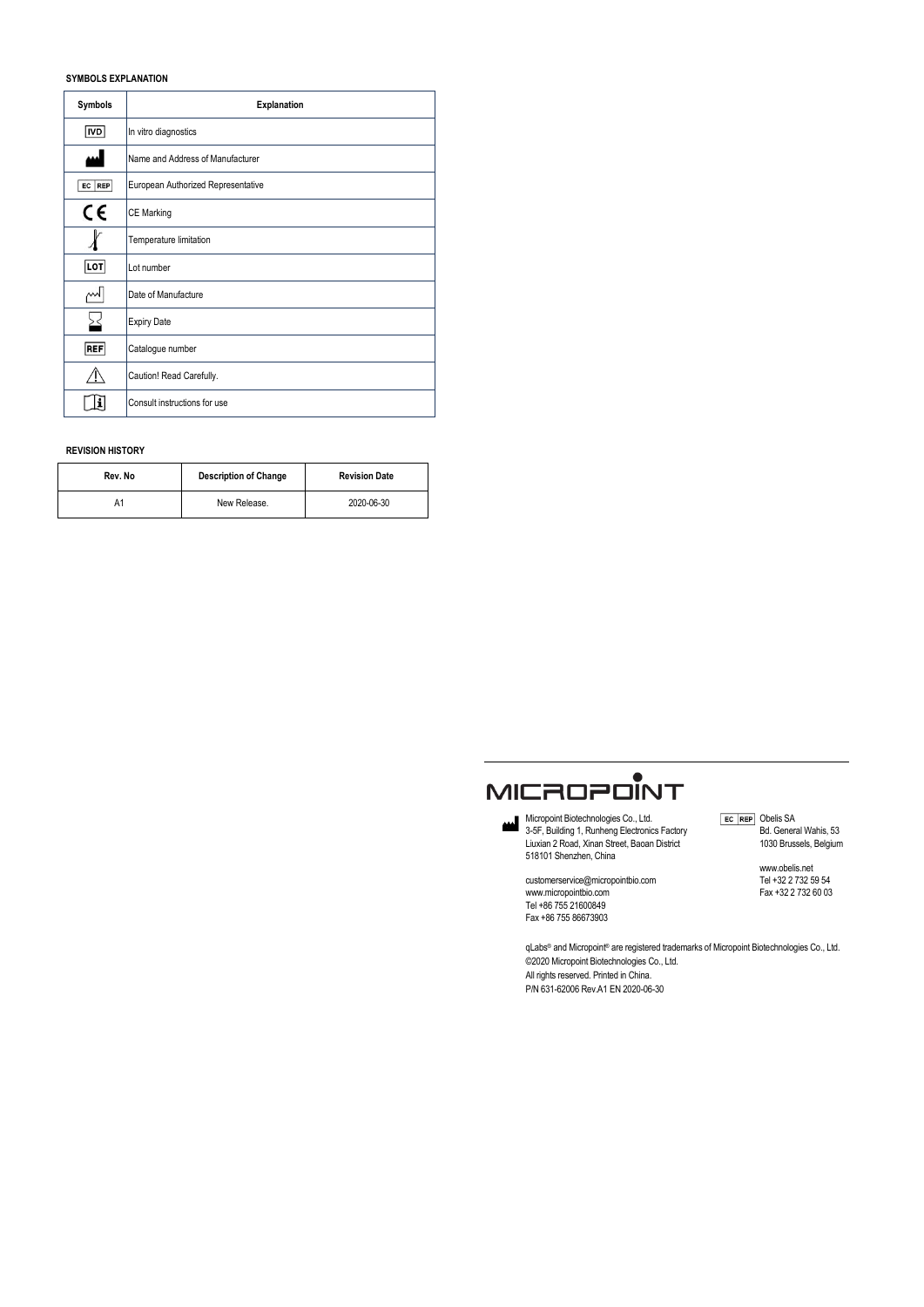**SYMBOLS EXPLANATION**

| Symbols | Explanation |
|---|---|
| IVD | In vitro diagnostics |
| | Name and Address of Manufacturer |
| EC REP | European Authorized Representative |
| CE | CE Marking |
| | Temperature limitation |
| LOT | Lot number |
| | Date of Manufacture |
| | Expiry Date |
| REF | Catalogue number |
| | Caution! Read Carefully. |
| | Consult instructions for use |

**REVISION HISTORY**

| Rev. No | Description of Change | Revision Date |
|---|---|---|
| A1 | New Release. | 2020-06-30 |

MICROPOINT

Micropoint Biotechnologies Co., Ltd.
3-5F, Building 1, Runheng Electronics Factory
Liuxian 2 Road, Xinan Street, Baoan District
518101 Shenzhen, China

customerservice@micropointbio.com
www.micropointbio.com
Tel +86 755 21600849
Fax +86 755 86673903

EC REP Obelis SA
Bd. General Wahis, 53
1030 Brussels, Belgium

www.obelis.net
Tel +32 2 732 59 54
Fax +32 2 732 60 03

qLabs® and Micropoint® are registered trademarks of Micropoint Biotechnologies Co., Ltd.
©2020 Micropoint Biotechnologies Co., Ltd.
All rights reserved. Printed in China.
P/N 631-62006 Rev.A1 EN 2020-06-30